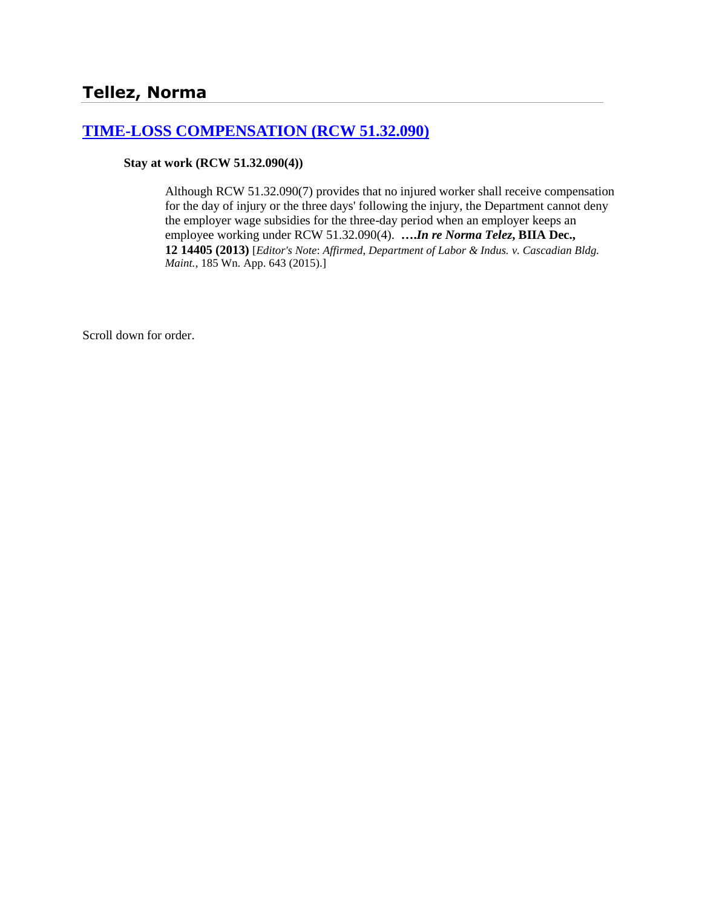# Tellez, Norma

## [TIME-LOSS COMPENSATION (RCW 51.32.090)]()

**Stay at work (RCW 51.32.090(4))**

> Although RCW 51.32.090(7) provides that no injured worker shall receive compensation for the day of injury or the three days' following the injury, the Department cannot deny the employer wage subsidies for the three-day period when an employer keeps an employee working under RCW 51.32.090(4). ***….In re Norma Telez*, BIIA Dec., 12 14405 (2013)** [*Editor's Note*: *Affirmed, Department of Labor & Indus. v. Cascadian Bldg. Maint.*, 185 Wn. App. 643 (2015).]

Scroll down for order.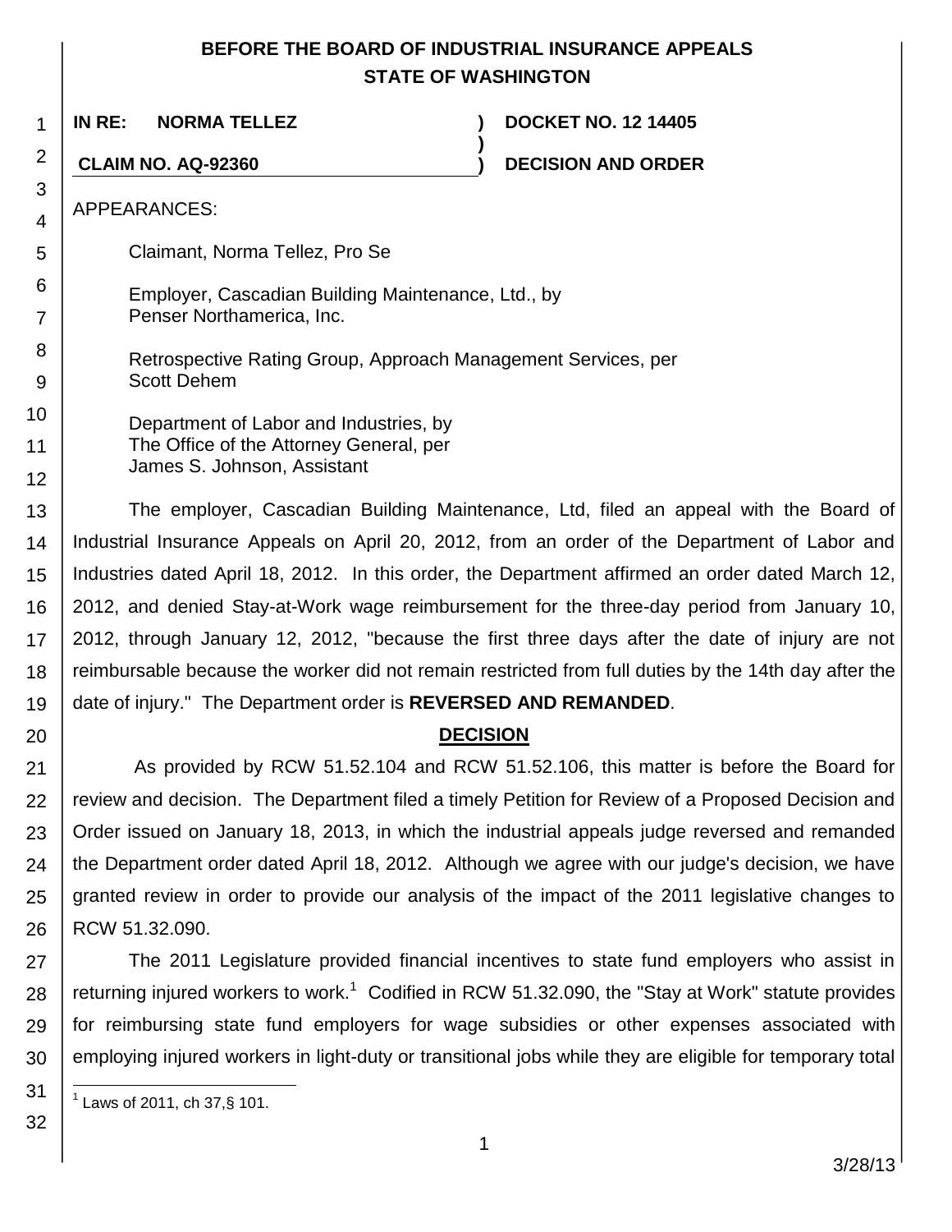**BEFORE THE BOARD OF INDUSTRIAL INSURANCE APPEALS**
**STATE OF WASHINGTON**

**IN RE: NORMA TELLEZ** ) **DOCKET NO. 12 14405**
)
**CLAIM NO. AQ-92360** ) **DECISION AND ORDER**

APPEARANCES:

Claimant, Norma Tellez, Pro Se

Employer, Cascadian Building Maintenance, Ltd., by
Penser Northamerica, Inc.

Retrospective Rating Group, Approach Management Services, per
Scott Dehem

Department of Labor and Industries, by
The Office of the Attorney General, per
James S. Johnson, Assistant

The employer, Cascadian Building Maintenance, Ltd, filed an appeal with the Board of Industrial Insurance Appeals on April 20, 2012, from an order of the Department of Labor and Industries dated April 18, 2012. In this order, the Department affirmed an order dated March 12, 2012, and denied Stay-at-Work wage reimbursement for the three-day period from January 10, 2012, through January 12, 2012, "because the first three days after the date of injury are not reimbursable because the worker did not remain restricted from full duties by the 14th day after the date of injury." The Department order is **REVERSED AND REMANDED**.

## DECISION

As provided by RCW 51.52.104 and RCW 51.52.106, this matter is before the Board for review and decision. The Department filed a timely Petition for Review of a Proposed Decision and Order issued on January 18, 2013, in which the industrial appeals judge reversed and remanded the Department order dated April 18, 2012. Although we agree with our judge's decision, we have granted review in order to provide our analysis of the impact of the 2011 legislative changes to RCW 51.32.090.

The 2011 Legislature provided financial incentives to state fund employers who assist in returning injured workers to work.[1] Codified in RCW 51.32.090, the "Stay at Work" statute provides for reimbursing state fund employers for wage subsidies or other expenses associated with employing injured workers in light-duty or transitional jobs while they are eligible for temporary total

[1] Laws of 2011, ch 37,§ 101.

3/28/13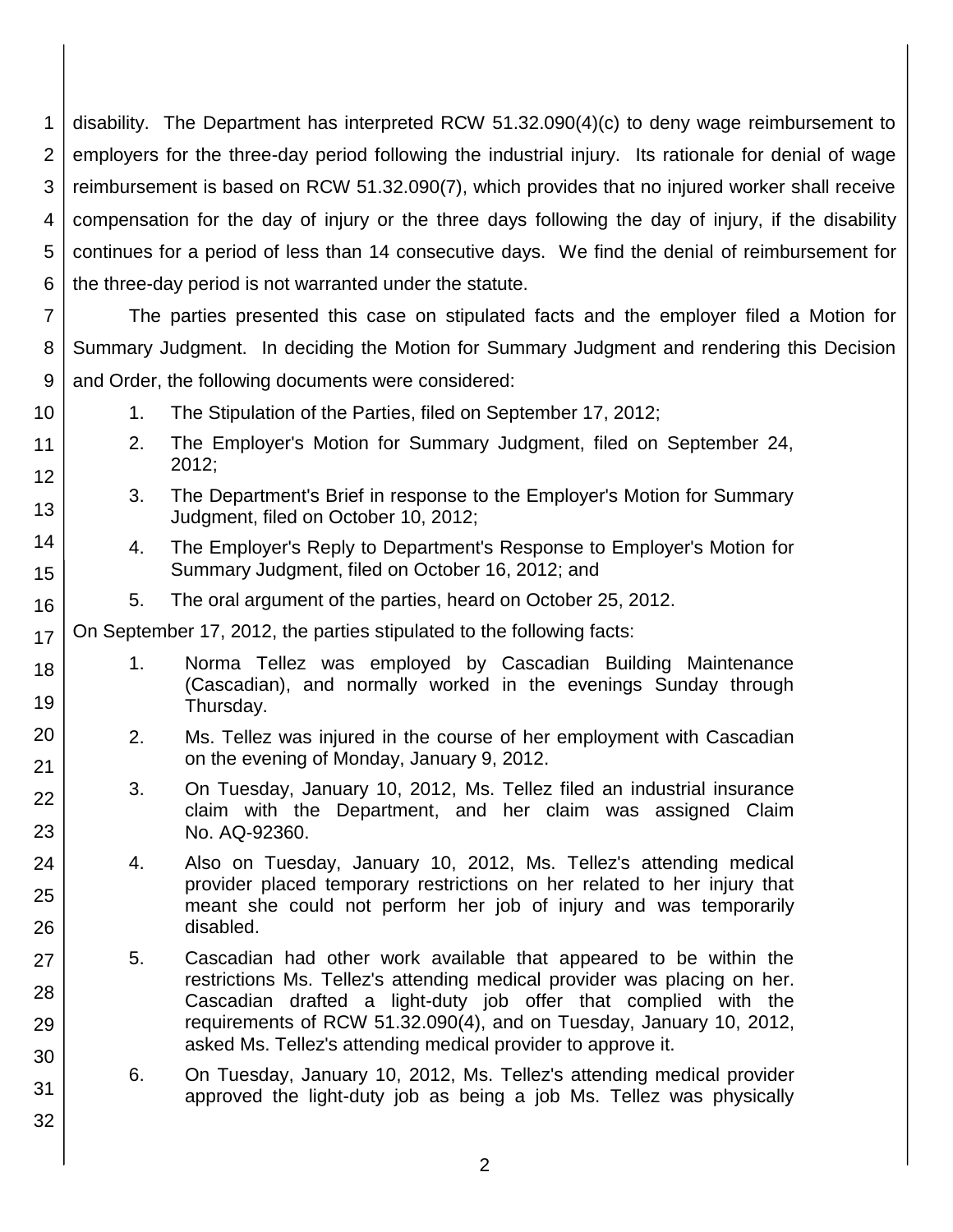disability. The Department has interpreted RCW 51.32.090(4)(c) to deny wage reimbursement to employers for the three-day period following the industrial injury. Its rationale for denial of wage reimbursement is based on RCW 51.32.090(7), which provides that no injured worker shall receive compensation for the day of injury or the three days following the day of injury, if the disability continues for a period of less than 14 consecutive days. We find the denial of reimbursement for the three-day period is not warranted under the statute.

The parties presented this case on stipulated facts and the employer filed a Motion for Summary Judgment. In deciding the Motion for Summary Judgment and rendering this Decision and Order, the following documents were considered:

1. The Stipulation of the Parties, filed on September 17, 2012;
2. The Employer's Motion for Summary Judgment, filed on September 24, 2012;
3. The Department's Brief in response to the Employer's Motion for Summary Judgment, filed on October 10, 2012;
4. The Employer's Reply to Department's Response to Employer's Motion for Summary Judgment, filed on October 16, 2012; and
5. The oral argument of the parties, heard on October 25, 2012.

On September 17, 2012, the parties stipulated to the following facts:

1. Norma Tellez was employed by Cascadian Building Maintenance (Cascadian), and normally worked in the evenings Sunday through Thursday.
2. Ms. Tellez was injured in the course of her employment with Cascadian on the evening of Monday, January 9, 2012.
3. On Tuesday, January 10, 2012, Ms. Tellez filed an industrial insurance claim with the Department, and her claim was assigned Claim No. AQ-92360.
4. Also on Tuesday, January 10, 2012, Ms. Tellez's attending medical provider placed temporary restrictions on her related to her injury that meant she could not perform her job of injury and was temporarily disabled.
5. Cascadian had other work available that appeared to be within the restrictions Ms. Tellez's attending medical provider was placing on her. Cascadian drafted a light-duty job offer that complied with the requirements of RCW 51.32.090(4), and on Tuesday, January 10, 2012, asked Ms. Tellez's attending medical provider to approve it.
6. On Tuesday, January 10, 2012, Ms. Tellez's attending medical provider approved the light-duty job as being a job Ms. Tellez was physically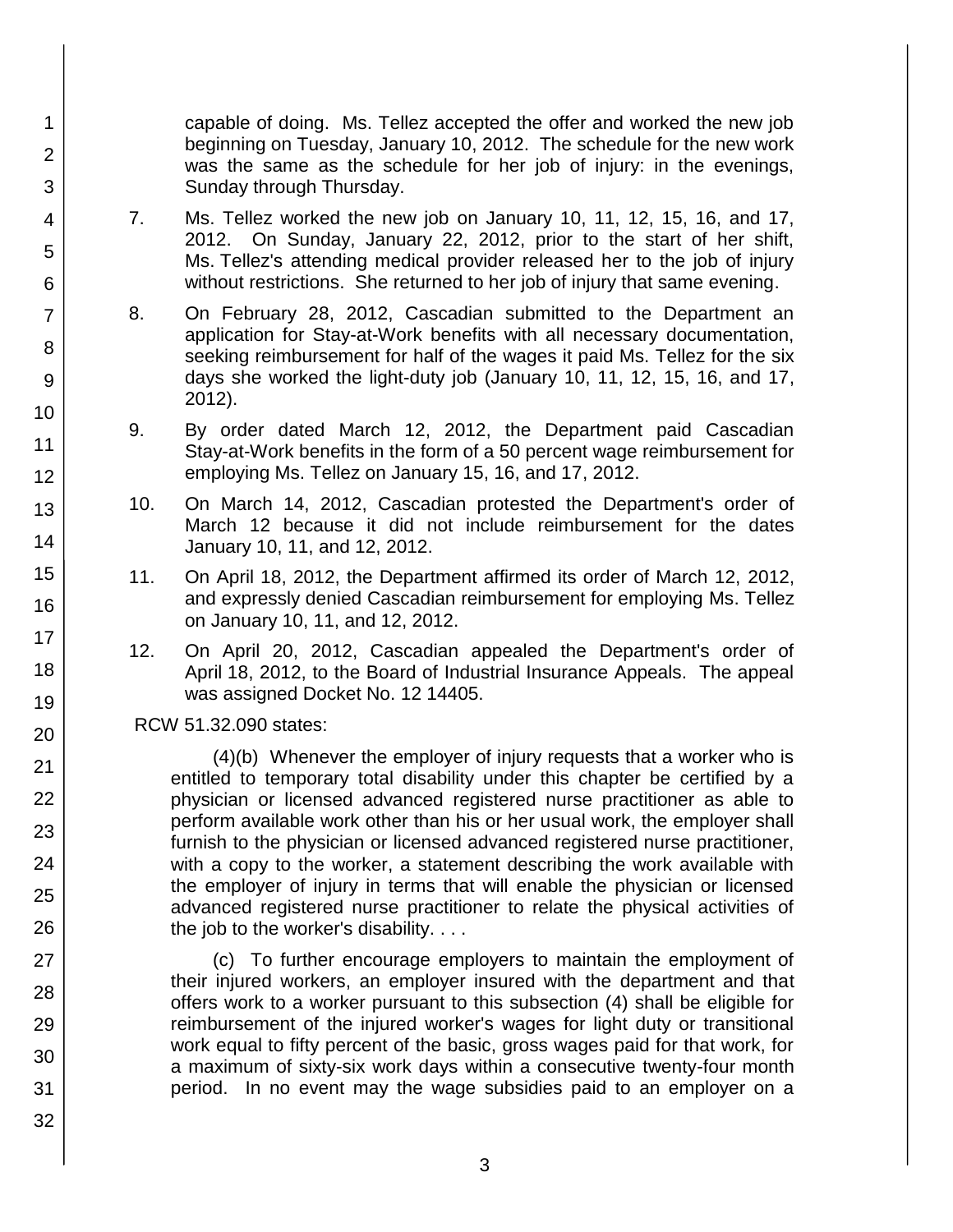capable of doing. Ms. Tellez accepted the offer and worked the new job beginning on Tuesday, January 10, 2012. The schedule for the new work was the same as the schedule for her job of injury: in the evenings, Sunday through Thursday.

7. Ms. Tellez worked the new job on January 10, 11, 12, 15, 16, and 17, 2012. On Sunday, January 22, 2012, prior to the start of her shift, Ms. Tellez's attending medical provider released her to the job of injury without restrictions. She returned to her job of injury that same evening.

8. On February 28, 2012, Cascadian submitted to the Department an application for Stay-at-Work benefits with all necessary documentation, seeking reimbursement for half of the wages it paid Ms. Tellez for the six days she worked the light-duty job (January 10, 11, 12, 15, 16, and 17, 2012).

9. By order dated March 12, 2012, the Department paid Cascadian Stay-at-Work benefits in the form of a 50 percent wage reimbursement for employing Ms. Tellez on January 15, 16, and 17, 2012.

10. On March 14, 2012, Cascadian protested the Department's order of March 12 because it did not include reimbursement for the dates January 10, 11, and 12, 2012.

11. On April 18, 2012, the Department affirmed its order of March 12, 2012, and expressly denied Cascadian reimbursement for employing Ms. Tellez on January 10, 11, and 12, 2012.

12. On April 20, 2012, Cascadian appealed the Department's order of April 18, 2012, to the Board of Industrial Insurance Appeals. The appeal was assigned Docket No. 12 14405.

RCW 51.32.090 states:

> (4)(b) Whenever the employer of injury requests that a worker who is entitled to temporary total disability under this chapter be certified by a physician or licensed advanced registered nurse practitioner as able to perform available work other than his or her usual work, the employer shall furnish to the physician or licensed advanced registered nurse practitioner, with a copy to the worker, a statement describing the work available with the employer of injury in terms that will enable the physician or licensed advanced registered nurse practitioner to relate the physical activities of the job to the worker's disability. . . .
>
> (c) To further encourage employers to maintain the employment of their injured workers, an employer insured with the department and that offers work to a worker pursuant to this subsection (4) shall be eligible for reimbursement of the injured worker's wages for light duty or transitional work equal to fifty percent of the basic, gross wages paid for that work, for a maximum of sixty-six work days within a consecutive twenty-four month period. In no event may the wage subsidies paid to an employer on a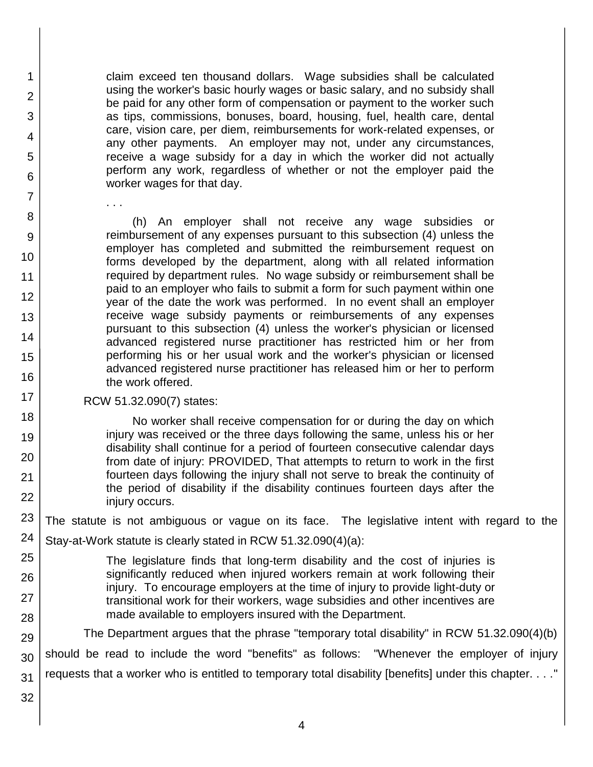> claim exceed ten thousand dollars. Wage subsidies shall be calculated using the worker's basic hourly wages or basic salary, and no subsidy shall be paid for any other form of compensation or payment to the worker such as tips, commissions, bonuses, board, housing, fuel, health care, dental care, vision care, per diem, reimbursements for work-related expenses, or any other payments. An employer may not, under any circumstances, receive a wage subsidy for a day in which the worker did not actually perform any work, regardless of whether or not the employer paid the worker wages for that day.
>
> . . .
>
> (h) An employer shall not receive any wage subsidies or reimbursement of any expenses pursuant to this subsection (4) unless the employer has completed and submitted the reimbursement request on forms developed by the department, along with all related information required by department rules. No wage subsidy or reimbursement shall be paid to an employer who fails to submit a form for such payment within one year of the date the work was performed. In no event shall an employer receive wage subsidy payments or reimbursements of any expenses pursuant to this subsection (4) unless the worker's physician or licensed advanced registered nurse practitioner has restricted him or her from performing his or her usual work and the worker's physician or licensed advanced registered nurse practitioner has released him or her to perform the work offered.

RCW 51.32.090(7) states:

> No worker shall receive compensation for or during the day on which injury was received or the three days following the same, unless his or her disability shall continue for a period of fourteen consecutive calendar days from date of injury: PROVIDED, That attempts to return to work in the first fourteen days following the injury shall not serve to break the continuity of the period of disability if the disability continues fourteen days after the injury occurs.

The statute is not ambiguous or vague on its face. The legislative intent with regard to the Stay-at-Work statute is clearly stated in RCW 51.32.090(4)(a):

> The legislature finds that long-term disability and the cost of injuries is significantly reduced when injured workers remain at work following their injury. To encourage employers at the time of injury to provide light-duty or transitional work for their workers, wage subsidies and other incentives are made available to employers insured with the Department.

The Department argues that the phrase "temporary total disability" in RCW 51.32.090(4)(b) should be read to include the word "benefits" as follows: "Whenever the employer of injury requests that a worker who is entitled to temporary total disability [benefits] under this chapter. . . ."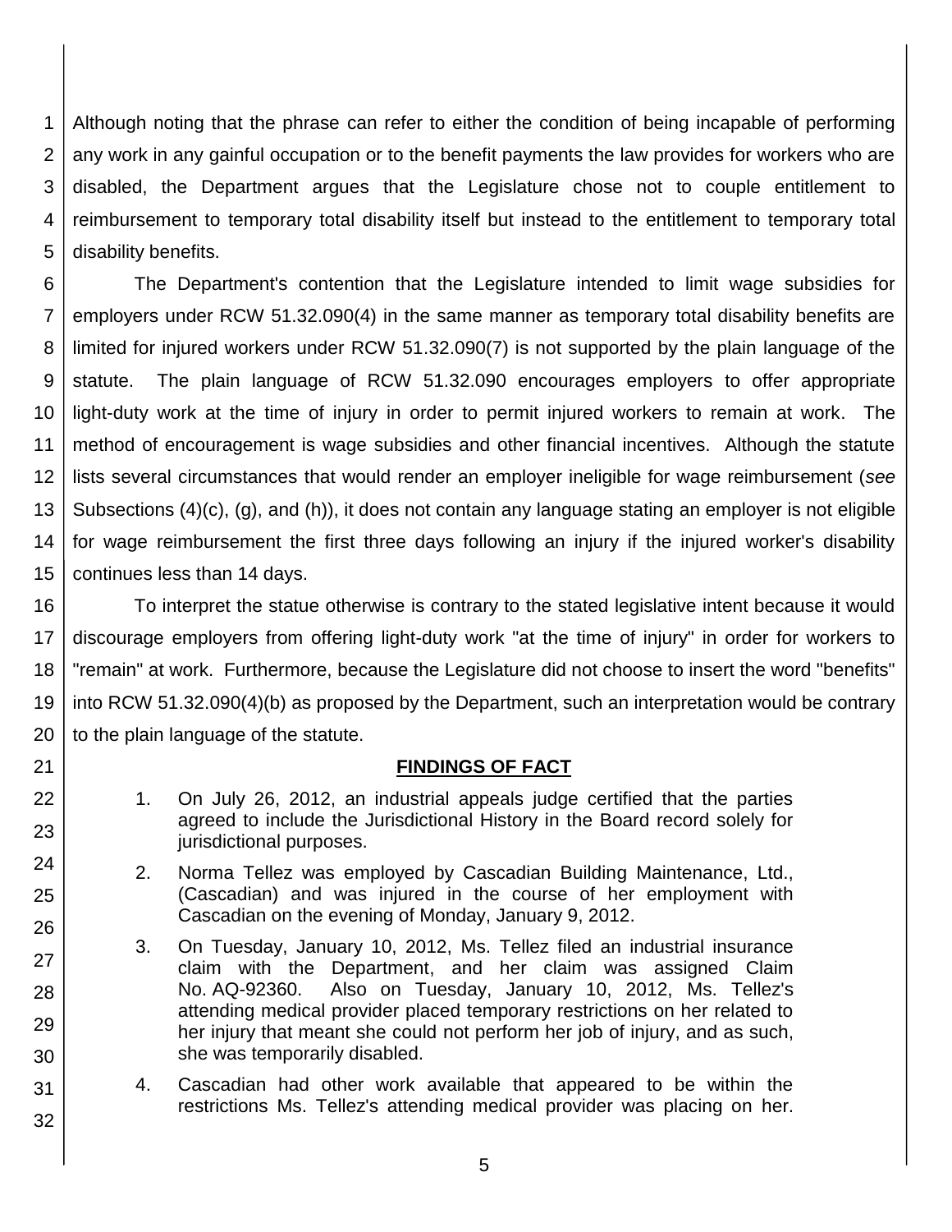Although noting that the phrase can refer to either the condition of being incapable of performing any work in any gainful occupation or to the benefit payments the law provides for workers who are disabled, the Department argues that the Legislature chose not to couple entitlement to reimbursement to temporary total disability itself but instead to the entitlement to temporary total disability benefits.

The Department's contention that the Legislature intended to limit wage subsidies for employers under RCW 51.32.090(4) in the same manner as temporary total disability benefits are limited for injured workers under RCW 51.32.090(7) is not supported by the plain language of the statute. The plain language of RCW 51.32.090 encourages employers to offer appropriate light-duty work at the time of injury in order to permit injured workers to remain at work. The method of encouragement is wage subsidies and other financial incentives. Although the statute lists several circumstances that would render an employer ineligible for wage reimbursement (*see* Subsections (4)(c), (g), and (h)), it does not contain any language stating an employer is not eligible for wage reimbursement the first three days following an injury if the injured worker's disability continues less than 14 days.

To interpret the statue otherwise is contrary to the stated legislative intent because it would discourage employers from offering light-duty work "at the time of injury" in order for workers to "remain" at work. Furthermore, because the Legislature did not choose to insert the word "benefits" into RCW 51.32.090(4)(b) as proposed by the Department, such an interpretation would be contrary to the plain language of the statute.

## FINDINGS OF FACT

1. On July 26, 2012, an industrial appeals judge certified that the parties agreed to include the Jurisdictional History in the Board record solely for jurisdictional purposes.

2. Norma Tellez was employed by Cascadian Building Maintenance, Ltd., (Cascadian) and was injured in the course of her employment with Cascadian on the evening of Monday, January 9, 2012.

3. On Tuesday, January 10, 2012, Ms. Tellez filed an industrial insurance claim with the Department, and her claim was assigned Claim No. AQ-92360. Also on Tuesday, January 10, 2012, Ms. Tellez's attending medical provider placed temporary restrictions on her related to her injury that meant she could not perform her job of injury, and as such, she was temporarily disabled.

4. Cascadian had other work available that appeared to be within the restrictions Ms. Tellez's attending medical provider was placing on her.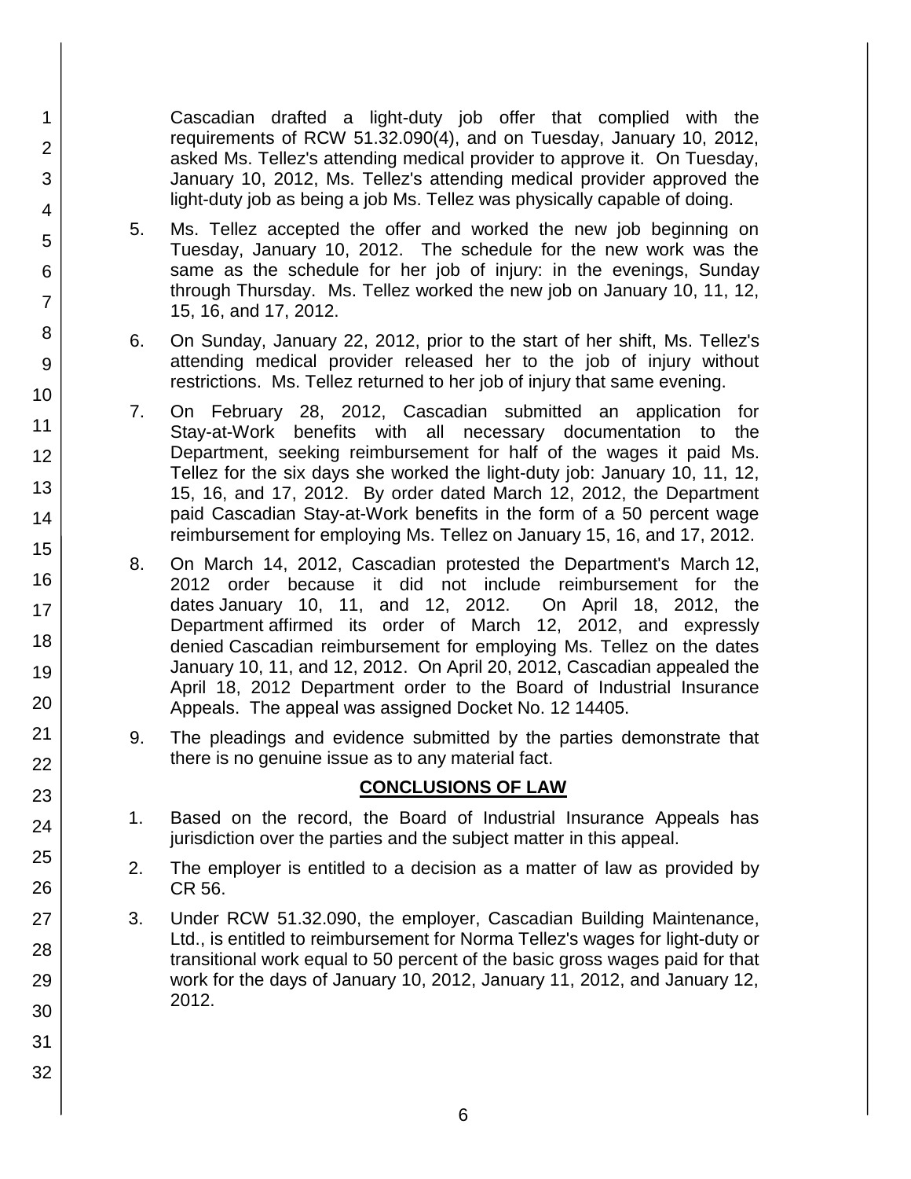Cascadian drafted a light-duty job offer that complied with the requirements of RCW 51.32.090(4), and on Tuesday, January 10, 2012, asked Ms. Tellez's attending medical provider to approve it. On Tuesday, January 10, 2012, Ms. Tellez's attending medical provider approved the light-duty job as being a job Ms. Tellez was physically capable of doing.

5. Ms. Tellez accepted the offer and worked the new job beginning on Tuesday, January 10, 2012. The schedule for the new work was the same as the schedule for her job of injury: in the evenings, Sunday through Thursday. Ms. Tellez worked the new job on January 10, 11, 12, 15, 16, and 17, 2012.

6. On Sunday, January 22, 2012, prior to the start of her shift, Ms. Tellez's attending medical provider released her to the job of injury without restrictions. Ms. Tellez returned to her job of injury that same evening.

7. On February 28, 2012, Cascadian submitted an application for Stay-at-Work benefits with all necessary documentation to the Department, seeking reimbursement for half of the wages it paid Ms. Tellez for the six days she worked the light-duty job: January 10, 11, 12, 15, 16, and 17, 2012. By order dated March 12, 2012, the Department paid Cascadian Stay-at-Work benefits in the form of a 50 percent wage reimbursement for employing Ms. Tellez on January 15, 16, and 17, 2012.

8. On March 14, 2012, Cascadian protested the Department's March 12, 2012 order because it did not include reimbursement for the dates January 10, 11, and 12, 2012. On April 18, 2012, the Department affirmed its order of March 12, 2012, and expressly denied Cascadian reimbursement for employing Ms. Tellez on the dates January 10, 11, and 12, 2012. On April 20, 2012, Cascadian appealed the April 18, 2012 Department order to the Board of Industrial Insurance Appeals. The appeal was assigned Docket No. 12 14405.

9. The pleadings and evidence submitted by the parties demonstrate that there is no genuine issue as to any material fact.

## CONCLUSIONS OF LAW

1. Based on the record, the Board of Industrial Insurance Appeals has jurisdiction over the parties and the subject matter in this appeal.

2. The employer is entitled to a decision as a matter of law as provided by CR 56.

3. Under RCW 51.32.090, the employer, Cascadian Building Maintenance, Ltd., is entitled to reimbursement for Norma Tellez's wages for light-duty or transitional work equal to 50 percent of the basic gross wages paid for that work for the days of January 10, 2012, January 11, 2012, and January 12, 2012.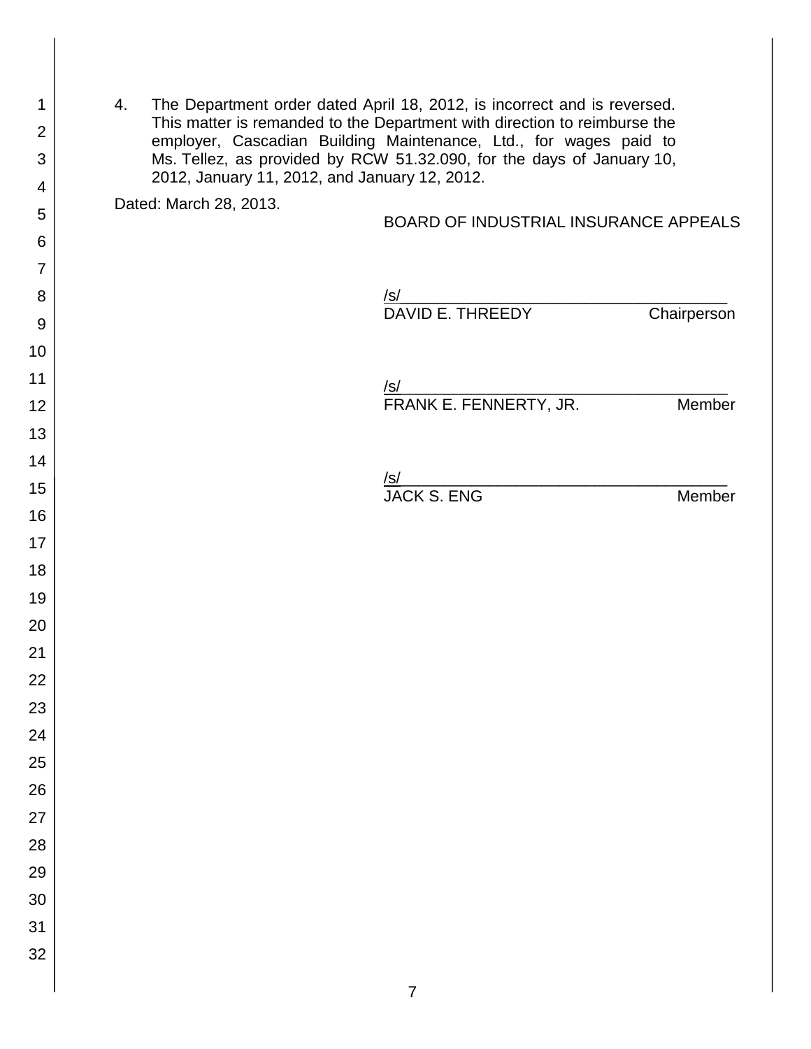4. The Department order dated April 18, 2012, is incorrect and is reversed. This matter is remanded to the Department with direction to reimburse the employer, Cascadian Building Maintenance, Ltd., for wages paid to Ms. Tellez, as provided by RCW 51.32.090, for the days of January 10, 2012, January 11, 2012, and January 12, 2012.

Dated: March 28, 2013.

BOARD OF INDUSTRIAL INSURANCE APPEALS

/s/
DAVID E. THREEDY, Chairperson

/s/
FRANK E. FENNERTY, JR., Member

/s/
JACK S. ENG, Member